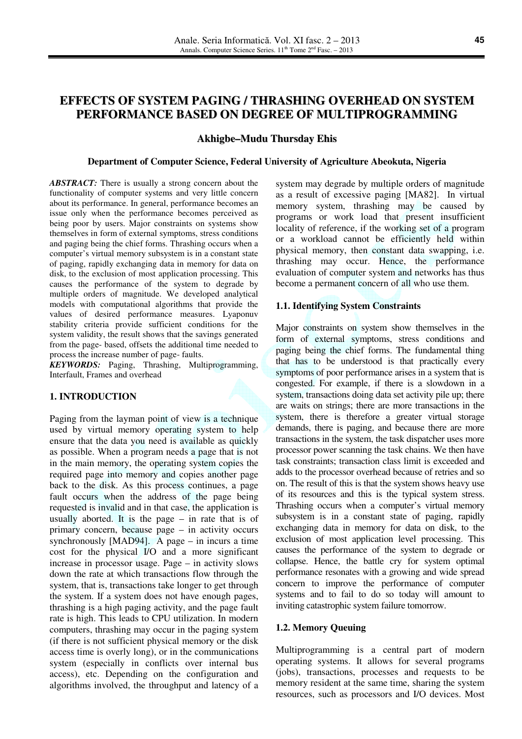# EFFECTS OF SYSTEM PAGING / THRASHING OVERHEAD ON SYSTEM PERFORMANCE BASED ON DEGREE OF MULTIPROGRAMMING

**Akhigbe–Mudu Thursday Ehis**

**Department of Computer Science, Federal University of Agriculture Abeokuta, Nigeria**

***ABSTRACT:*** There is usually a strong concern about the functionality of computer systems and very little concern about its performance. In general, performance becomes an issue only when the performance becomes perceived as being poor by users. Major constraints on systems show themselves in form of external symptoms, stress conditions and paging being the chief forms. Thrashing occurs when a computer's virtual memory subsystem is in a constant state of paging, rapidly exchanging data in memory for data on disk, to the exclusion of most application processing. This causes the performance of the system to degrade by multiple orders of magnitude. We developed analytical models with computational algorithms that provide the values of desired performance measures. Lyaponuv stability criteria provide sufficient conditions for the system validity, the result shows that the savings generated from the page- based, offsets the additional time needed to process the increase number of page- faults.

***KEYWORDS:*** Paging, Thrashing, Multiprogramming, Interfault, Frames and overhead

## 1. INTRODUCTION

Paging from the layman point of view is a technique used by virtual memory operating system to help ensure that the data you need is available as quickly as possible. When a program needs a page that is not in the main memory, the operating system copies the required page into memory and copies another page back to the disk. As this process continues, a page fault occurs when the address of the page being requested is invalid and in that case, the application is usually aborted. It is the page – in rate that is of primary concern, because page – in activity occurs synchronously [MAD94]. A page – in incurs a time cost for the physical I/O and a more significant increase in processor usage. Page – in activity slows down the rate at which transactions flow through the system, that is, transactions take longer to get through the system. If a system does not have enough pages, thrashing is a high paging activity, and the page fault rate is high. This leads to CPU utilization. In modern computers, thrashing may occur in the paging system (if there is not sufficient physical memory or the disk access time is overly long), or in the communications system (especially in conflicts over internal bus access), etc. Depending on the configuration and algorithms involved, the throughput and latency of a system may degrade by multiple orders of magnitude as a result of excessive paging [MA82]. In virtual memory system, thrashing may be caused by programs or work load that present insufficient locality of reference, if the working set of a program or a workload cannot be efficiently held within physical memory, then constant data swapping, i.e. thrashing may occur. Hence, the performance evaluation of computer system and networks has thus become a permanent concern of all who use them.

### 1.1. Identifying System Constraints

Major constraints on system show themselves in the form of external symptoms, stress conditions and paging being the chief forms. The fundamental thing that has to be understood is that practically every symptoms of poor performance arises in a system that is congested. For example, if there is a slowdown in a system, transactions doing data set activity pile up; there are waits on strings; there are more transactions in the system, there is therefore a greater virtual storage demands, there is paging, and because there are more transactions in the system, the task dispatcher uses more processor power scanning the task chains. We then have task constraints; transaction class limit is exceeded and adds to the processor overhead because of retries and so on. The result of this is that the system shows heavy use of its resources and this is the typical system stress. Thrashing occurs when a computer's virtual memory subsystem is in a constant state of paging, rapidly exchanging data in memory for data on disk, to the exclusion of most application level processing. This causes the performance of the system to degrade or collapse. Hence, the battle cry for system optimal performance resonates with a growing and wide spread concern to improve the performance of computer systems and to fail to do so today will amount to inviting catastrophic system failure tomorrow.

### 1.2. Memory Queuing

Multiprogramming is a central part of modern operating systems. It allows for several programs (jobs), transactions, processes and requests to be memory resident at the same time, sharing the system resources, such as processors and I/O devices. Most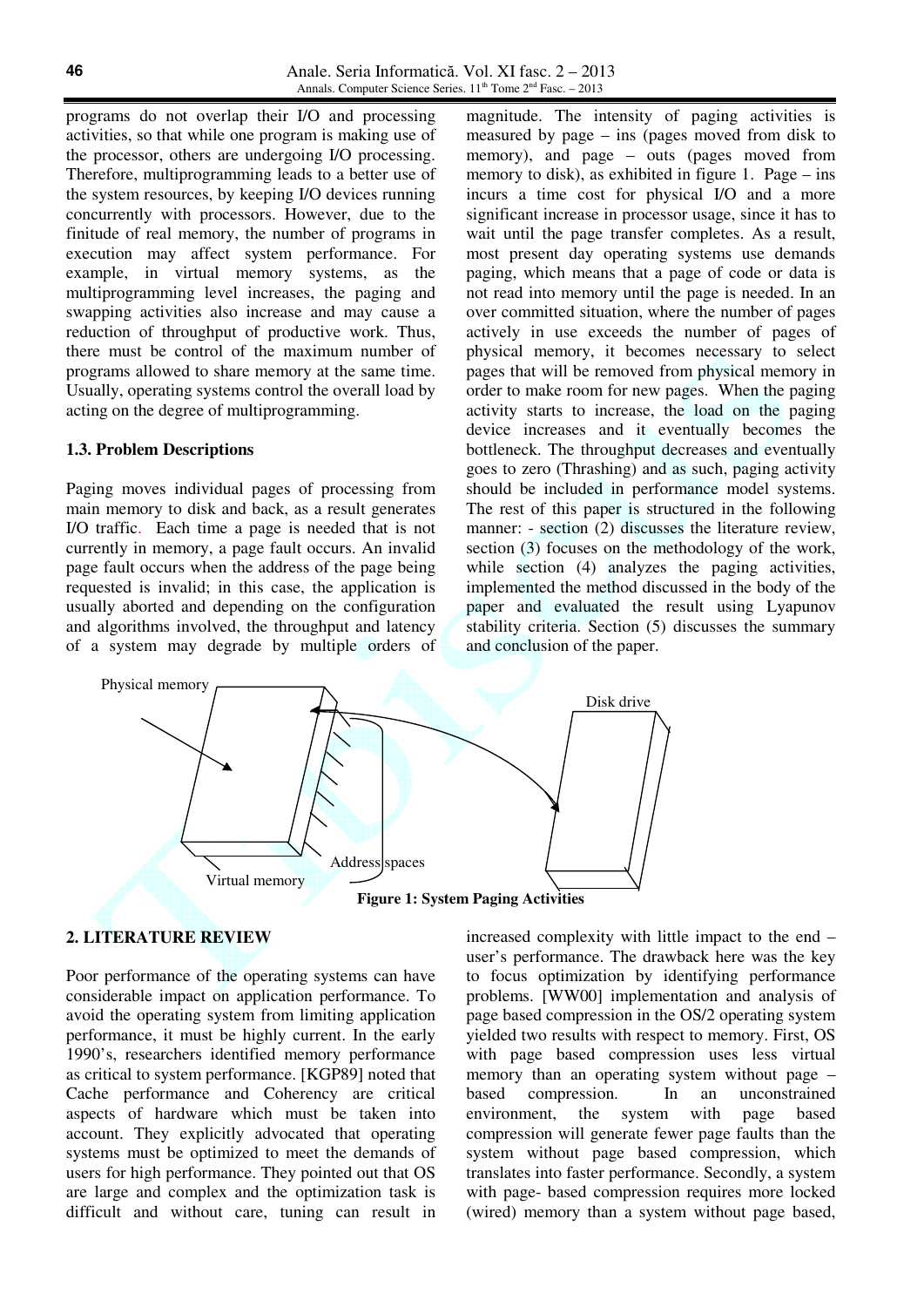programs do not overlap their I/O and processing activities, so that while one program is making use of the processor, others are undergoing I/O processing. Therefore, multiprogramming leads to a better use of the system resources, by keeping I/O devices running concurrently with processors. However, due to the finitude of real memory, the number of programs in execution may affect system performance. For example, in virtual memory systems, as the multiprogramming level increases, the paging and swapping activities also increase and may cause a reduction of throughput of productive work. Thus, there must be control of the maximum number of programs allowed to share memory at the same time. Usually, operating systems control the overall load by acting on the degree of multiprogramming.

### 1.3. Problem Descriptions

Paging moves individual pages of processing from main memory to disk and back, as a result generates I/O traffic. Each time a page is needed that is not currently in memory, a page fault occurs. An invalid page fault occurs when the address of the page being requested is invalid; in this case, the application is usually aborted and depending on the configuration and algorithms involved, the throughput and latency of a system may degrade by multiple orders of magnitude. The intensity of paging activities is measured by page – ins (pages moved from disk to memory), and page – outs (pages moved from memory to disk), as exhibited in figure 1. Page – ins incurs a time cost for physical I/O and a more significant increase in processor usage, since it has to wait until the page transfer completes. As a result, most present day operating systems use demands paging, which means that a page of code or data is not read into memory until the page is needed. In an over committed situation, where the number of pages actively in use exceeds the number of pages of physical memory, it becomes necessary to select pages that will be removed from physical memory in order to make room for new pages. When the paging activity starts to increase, the load on the paging device increases and it eventually becomes the bottleneck. The throughput decreases and eventually goes to zero (Thrashing) and as such, paging activity should be included in performance model systems. The rest of this paper is structured in the following manner: - section (2) discusses the literature review, section (3) focuses on the methodology of the work, while section (4) analyzes the paging activities, implemented the method discussed in the body of the paper and evaluated the result using Lyapunov stability criteria. Section (5) discusses the summary and conclusion of the paper.

Physical memory

Disk drive

Address spaces

Virtual memory

**Figure 1: System Paging Activities**

## 2. LITERATURE REVIEW

Poor performance of the operating systems can have considerable impact on application performance. To avoid the operating system from limiting application performance, it must be highly current. In the early 1990's, researchers identified memory performance as critical to system performance. [KGP89] noted that Cache performance and Coherency are critical aspects of hardware which must be taken into account. They explicitly advocated that operating systems must be optimized to meet the demands of users for high performance. They pointed out that OS are large and complex and the optimization task is difficult and without care, tuning can result in increased complexity with little impact to the end – user's performance. The drawback here was the key to focus optimization by identifying performance problems. [WW00] implementation and analysis of page based compression in the OS/2 operating system yielded two results with respect to memory. First, OS with page based compression uses less virtual memory than an operating system without page – based compression. In an unconstrained environment, the system with page based compression will generate fewer page faults than the system without page based compression, which translates into faster performance. Secondly, a system with page- based compression requires more locked (wired) memory than a system without page based,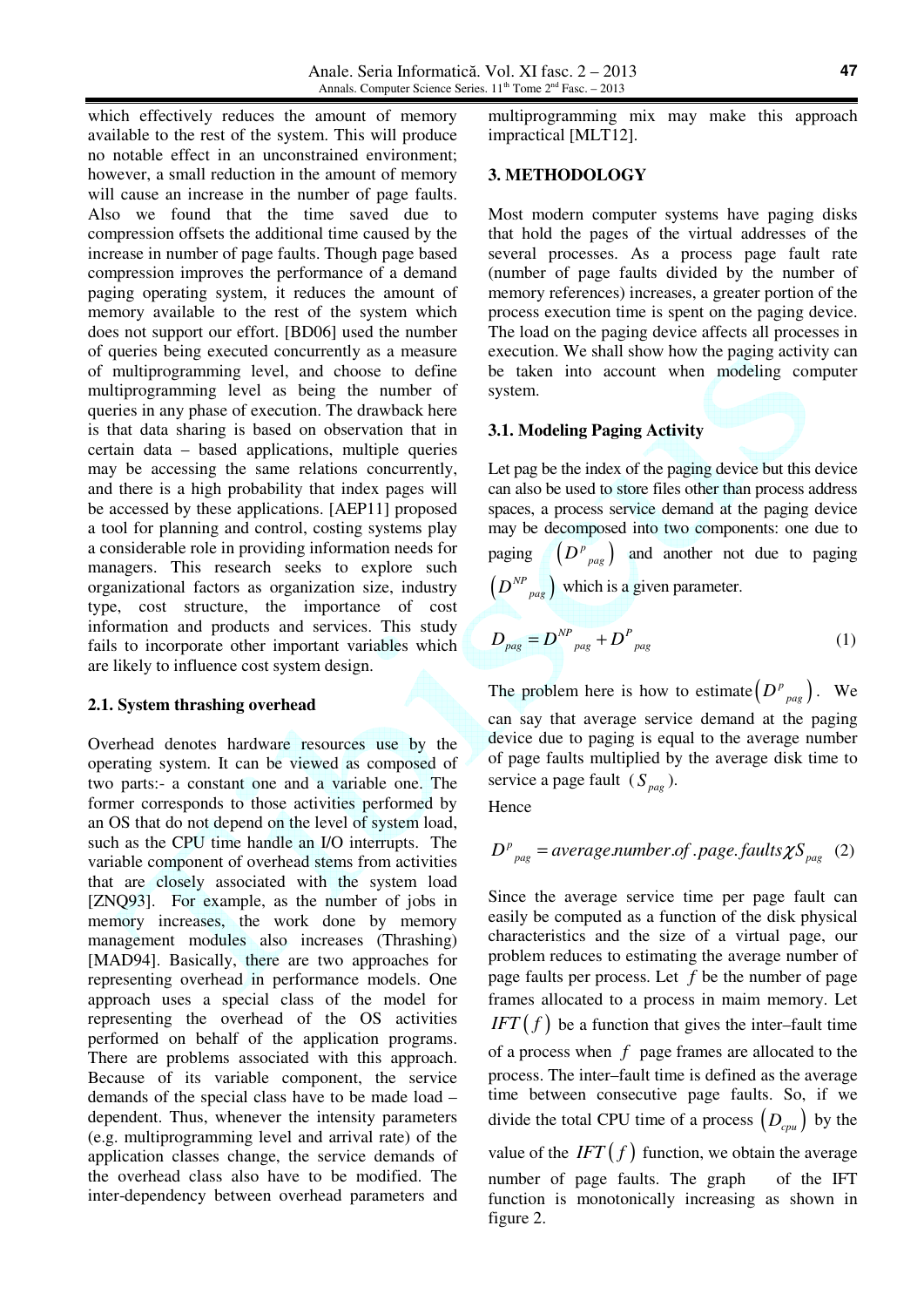which effectively reduces the amount of memory available to the rest of the system. This will produce no notable effect in an unconstrained environment; however, a small reduction in the amount of memory will cause an increase in the number of page faults. Also we found that the time saved due to compression offsets the additional time caused by the increase in number of page faults. Though page based compression improves the performance of a demand paging operating system, it reduces the amount of memory available to the rest of the system which does not support our effort. [BD06] used the number of queries being executed concurrently as a measure of multiprogramming level, and choose to define multiprogramming level as being the number of queries in any phase of execution. The drawback here is that data sharing is based on observation that in certain data – based applications, multiple queries may be accessing the same relations concurrently, and there is a high probability that index pages will be accessed by these applications. [AEP11] proposed a tool for planning and control, costing systems play a considerable role in providing information needs for managers. This research seeks to explore such organizational factors as organization size, industry type, cost structure, the importance of cost information and products and services. This study fails to incorporate other important variables which are likely to influence cost system design.

### 2.1. System thrashing overhead

Overhead denotes hardware resources use by the operating system. It can be viewed as composed of two parts:- a constant one and a variable one. The former corresponds to those activities performed by an OS that do not depend on the level of system load, such as the CPU time handle an I/O interrupts. The variable component of overhead stems from activities that are closely associated with the system load [ZNQ93]. For example, as the number of jobs in memory increases, the work done by memory management modules also increases (Thrashing) [MAD94]. Basically, there are two approaches for representing overhead in performance models. One approach uses a special class of the model for representing the overhead of the OS activities performed on behalf of the application programs. There are problems associated with this approach. Because of its variable component, the service demands of the special class have to be made load – dependent. Thus, whenever the intensity parameters (e.g. multiprogramming level and arrival rate) of the application classes change, the service demands of the overhead class also have to be modified. The inter-dependency between overhead parameters and multiprogramming mix may make this approach impractical [MLT12].

## 3. METHODOLOGY

Most modern computer systems have paging disks that hold the pages of the virtual addresses of the several processes. As a process page fault rate (number of page faults divided by the number of memory references) increases, a greater portion of the process execution time is spent on the paging device. The load on the paging device affects all processes in execution. We shall show how the paging activity can be taken into account when modeling computer system.

### 3.1. Modeling Paging Activity

Let pag be the index of the paging device but this device can also be used to store files other than process address spaces, a process service demand at the paging device may be decomposed into two components: one due to paging $\left(D^{p}{}_{pag}\right)$ and another not due to paging $\left(D^{NP}{}_{pag}\right)$ which is a given parameter.

$$D_{pag} = D^{NP}{}_{pag} + D^{P}{}_{pag} \tag{1}$$

The problem here is how to estimate $\left(D^{p}{}_{pag}\right)$. We can say that average service demand at the paging device due to paging is equal to the average number of page faults multiplied by the average disk time to service a page fault ($S_{pag}$).

Hence

$$D^{p}{}_{pag} = average.number.of.page.faults \chi S_{pag} \tag{2}$$

Since the average service time per page fault can easily be computed as a function of the disk physical characteristics and the size of a virtual page, our problem reduces to estimating the average number of page faults per process. Let $f$ be the number of page frames allocated to a process in maim memory. Let $IFT(f)$ be a function that gives the inter–fault time of a process when $f$ page frames are allocated to the process. The inter–fault time is defined as the average time between consecutive page faults. So, if we divide the total CPU time of a process $\left(D_{cpu}\right)$ by the value of the $IFT(f)$ function, we obtain the average number of page faults. The graph of the IFT function is monotonically increasing as shown in figure 2.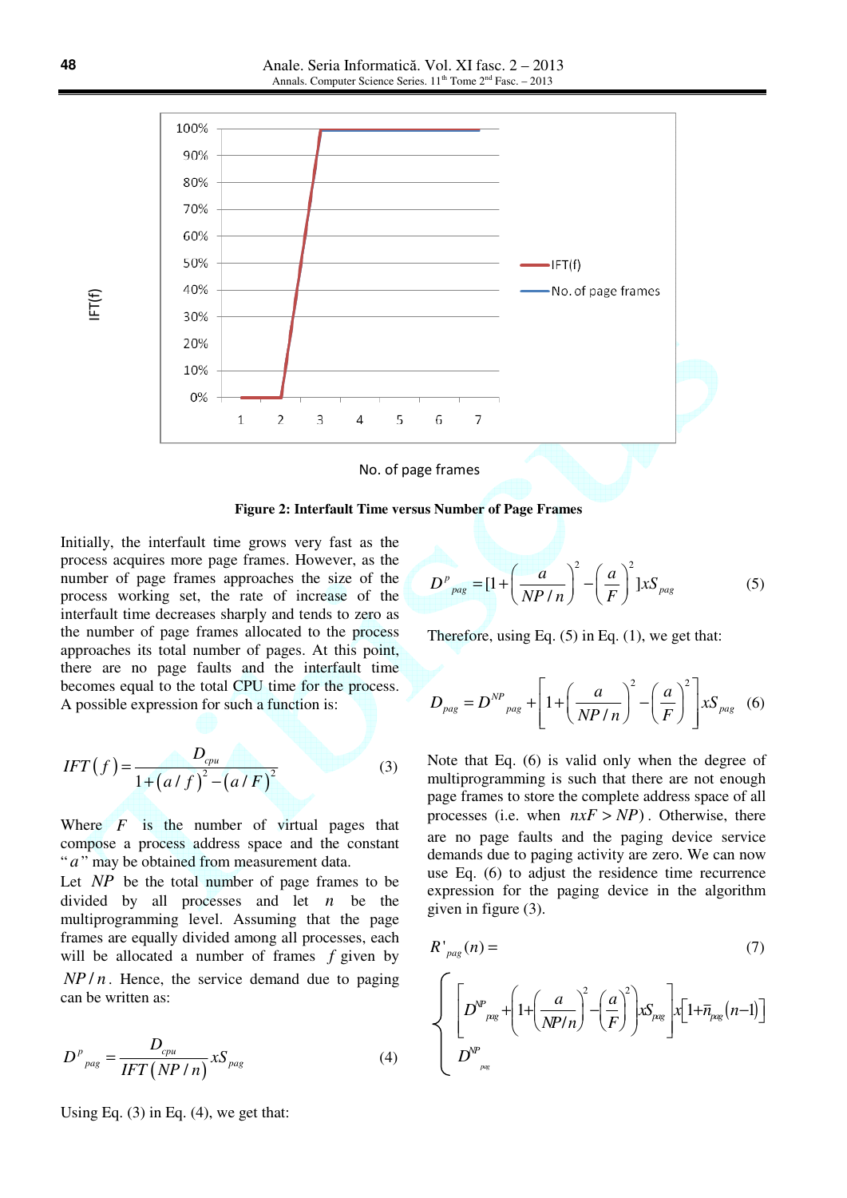Figure 2: Interfault Time versus Number of Page Frames

Initially, the interfault time grows very fast as the process acquires more page frames. However, as the number of page frames approaches the size of the process working set, the rate of increase of the interfault time decreases sharply and tends to zero as the number of page frames allocated to the process approaches its total number of pages. At this point, there are no page faults and the interfault time becomes equal to the total CPU time for the process. A possible expression for such a function is:

$$IFT(f) = \frac{D_{cpu}}{1 + (a/f)^2 - (a/F)^2} \tag{3}$$

Where $F$ is the number of virtual pages that compose a process address space and the constant "$a$" may be obtained from measurement data.

Let $NP$ be the total number of page frames to be divided by all processes and let $n$ be the multiprogramming level. Assuming that the page frames are equally divided among all processes, each will be allocated a number of frames $f$ given by $NP/n$. Hence, the service demand due to paging can be written as:

$$D^{p}_{pag} = \frac{D_{cpu}}{IFT(NP/n)} x S_{pag} \tag{4}$$

Using Eq. (3) in Eq. (4), we get that:

$$D^{p}_{pag} = [1 + \left(\frac{a}{NP/n}\right)^2 - \left(\frac{a}{F}\right)^2 ] x S_{pag} \tag{5}$$

Therefore, using Eq. (5) in Eq. (1), we get that:

$$D_{pag} = D^{NP}_{pag} + \left[1 + \left(\frac{a}{NP/n}\right)^2 - \left(\frac{a}{F}\right)^2\right] x S_{pag} \tag{6}$$

Note that Eq. (6) is valid only when the degree of multiprogramming is such that there are not enough page frames to store the complete address space of all processes (i.e. when $nxF > NP$). Otherwise, there are no page faults and the paging device service demands due to paging activity are zero. We can now use Eq. (6) to adjust the residence time recurrence expression for the paging device in the algorithm given in figure (3).

$$R'_{pag}(n) = \tag{7}$$

$$\begin{cases} \left[D^{NP}_{pag} + \left(1 + \left(\frac{a}{NP/n}\right)^2 - \left(\frac{a}{F}\right)^2\right) x S_{pag}\right] x \left[1 + \bar{n}_{pag}(n-1)\right] \\ D^{NP}_{pag} \end{cases}$$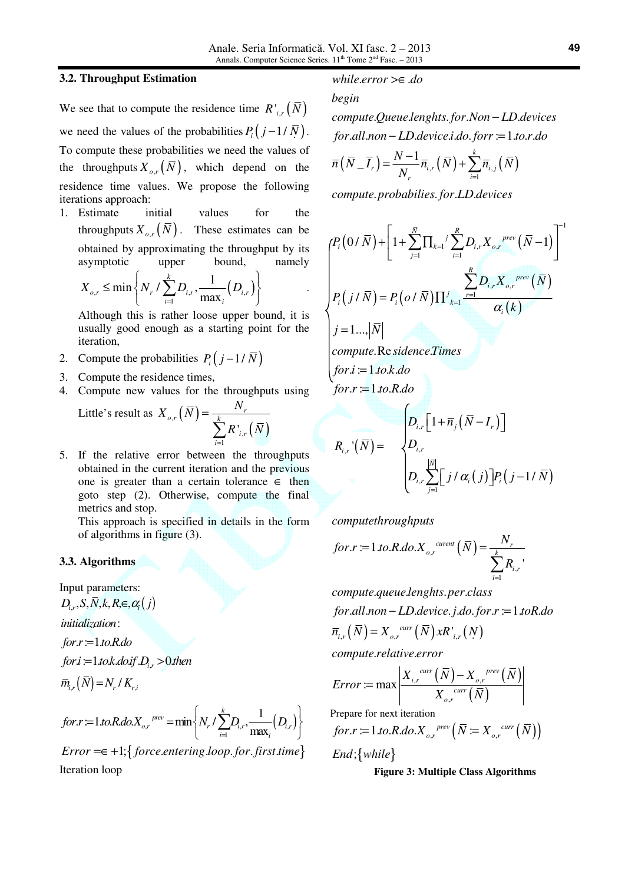### 3.2. Throughput Estimation

We see that to compute the residence time $R'_{i,r}(\bar{N})$ we need the values of the probabilities $P_i(j-1/\bar{N})$. To compute these probabilities we need the values of the throughputs $X_{o,r}(\bar{N})$, which depend on the residence time values. We propose the following iterations approach:

1. Estimate initial values for the throughputs $X_{o,r}(\bar{N})$. These estimates can be obtained by approximating the throughput by its asymptotic upper bound, namely $X_{o,r} \le \min\left\{N_r / \sum_{i=1}^{k} D_{i,r}, \frac{1}{\max_i}(D_{i,r})\right\}$.
   Although this is rather loose upper bound, it is usually good enough as a starting point for the iteration,
2. Compute the probabilities $P_i(j-1/\bar{N})$
3. Compute the residence times,
4. Compute new values for the throughputs using Little's result as $X_{o,r}(\bar{N}) = \frac{N_r}{\sum_{i=1}^{k} R'_{i,r}(\bar{N})}$
5. If the relative error between the throughputs obtained in the current iteration and the previous one is greater than a certain tolerance $\in$ then goto step (2). Otherwise, compute the final metrics and stop.
   This approach is specified in details in the form of algorithms in figure (3).

### 3.3. Algorithms

Input parameters:

$D_{i,r}, S, \bar{N}, k, R, \in, \alpha_i(j)$

*initialization*:

$for.r := 1.to.R.do$

$for.i := 1.to.k.do.if.D_{i,r} > 0.then$

$$\bar{m}_{i,r}(\bar{N}) = N_r / K_{r,i}$$

$$for.r := 1.to.R.do.X_{o,r}^{prev} = \min\left\{N_r / \sum_{i=1}^{k} D_{i,r}, \frac{1}{\max_i}(D_{i,r})\right\}$$

$Error = \in +1; \{force.entering.loop.for.first.time\}$

Iteration loop

$while.error > \in .do$

$begin$

$compute.Queue.lenghts.for.Non-LD.devices$

$for.all.non-LD.device.i.do.for r := 1.to.r.do$

$$\bar{n}(\bar{N}\_\bar{I}_r) = \frac{N-1}{N_r}\bar{n}_{i,r}(\bar{N}) + \sum_{i=1}^{k} \bar{n}_{i,j}(\bar{N})$$

$compute.probabilies.for.LD.devices$

$$\begin{cases} P_i(0/\bar{N}) + \left[1 + \sum_{j=1}^{\bar{N}} \prod_{k=1}^{j} \sum_{i=1}^{R} D_{i,r} X_{o,r}^{prev}(\bar{N}-1)\right]^{-1} \\ P_i(j/\bar{N}) = P_i(o/\bar{N}) \prod_{k=1}^{j} \frac{\sum_{r=1}^{R} D_{i,r} X_{o,r}^{prev}(\bar{N})}{\alpha_i(k)} \\ j = 1 \ldots, |\bar{N}| \\ compute.Residence.Times \\ for.i := 1.to.k.do \end{cases}$$

$for.r := 1.to.R.do$

$$R_{i,r}'(\bar{N}) = \begin{cases} D_{i,r}\left[1 + \bar{n}_j(\bar{N} - I_r)\right] \\ D_{i,r} \\ D_{i,r} \sum_{j=1}^{|\bar{N}|} \left[j/\alpha_i(j)\right] P_i(j-1/\bar{N}) \end{cases}$$

$computethroughputs$

$$for.r := 1.to.R.do.X_{o,r}^{curent}(\bar{N}) = \frac{N_r}{\sum_{i=1}^{k} R_{i,r}'}$$

$compute.queue.lenghts.per.class$

$for.all.non-LD.device.j.do.for.r := 1.toR.do$

$$\bar{n}_{i,r}(\bar{N}) = X_{o,r}^{curr}(\bar{N}) x R'_{i,r}(N)$$

$compute.relative.error$

$$Error := \max\left|\frac{X_{i,r}^{curr}(\bar{N}) - X_{o,r}^{prev}(\bar{N})}{X_{o,r}^{curr}(\bar{N})}\right|$$

Prepare for next iteration

$$for.r := 1.to.R.do.X_{o,r}^{prev}(\bar{N} := X_{o,r}^{curr}(\bar{N}))$$

$End; \{while\}$

**Figure 3: Multiple Class Algorithms**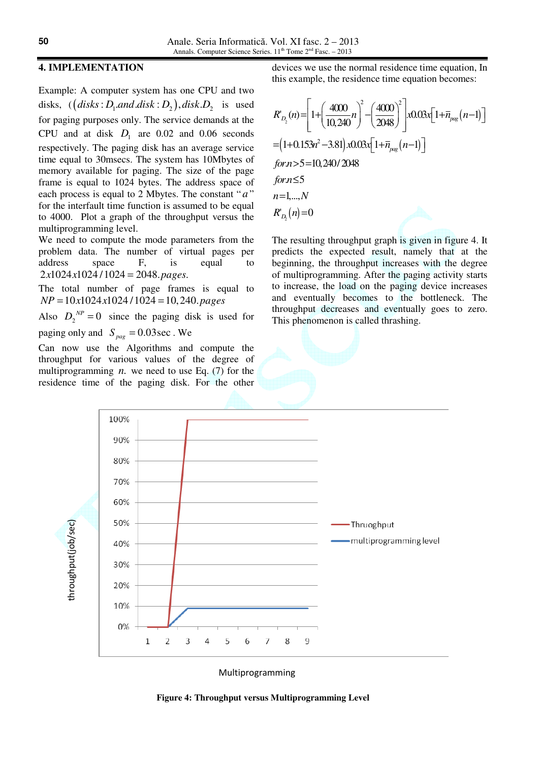## 4. IMPLEMENTATION

Example: A computer system has one CPU and two disks, $((disks: D_1 .and. disk: D_2), disk. D_2$ is used for paging purposes only. The service demands at the CPU and at disk $D_1$ are 0.02 and 0.06 seconds respectively. The paging disk has an average service time equal to 30msecs. The system has 10Mbytes of memory available for paging. The size of the page frame is equal to 1024 bytes. The address space of each process is equal to 2 Mbytes. The constant "$a$" for the interfault time function is assumed to be equal to 4000. Plot a graph of the throughput versus the multiprogramming level.

We need to compute the mode parameters from the problem data. The number of virtual pages per address space F, is equal to $2x1024x1024/1024 = 2048.pages$.

The total number of page frames is equal to $NP = 10x1024x1024/1024 = 10,240.pages$

Also $D_2^{NP} = 0$ since the paging disk is used for paging only and $S_{pag} = 0.03\sec$. We

Can now use the Algorithms and compute the throughput for various values of the degree of multiprogramming $n$. we need to use Eq. (7) for the residence time of the paging disk. For the other devices we use the normal residence time equation, In this example, the residence time equation becomes:

$$R'_{D_2}(n) = \left[1 + \left(\frac{4000}{10,240}n\right)^2 - \left(\frac{4000}{2048}\right)^2\right] x0.03x\left[1 + \bar{n}_{pag}(n-1)\right]$$

$$= \left(1 + 0.153n^2 - 3.81\right) x0.03x\left[1 + \bar{n}_{pag}(n-1)\right]$$

$$for.n > 5 = 10,240/2048$$

$$for.n \leq 5$$

$$n = 1,...,N$$

$$R'_{D_2}(n) = 0$$

The resulting throughput graph is given in figure 4. It predicts the expected result, namely that at the beginning, the throughput increases with the degree of multiprogramming. After the paging activity starts to increase, the load on the paging device increases and eventually becomes to the bottleneck. The throughput decreases and eventually goes to zero. This phenomenon is called thrashing.

**Figure 4: Throughput versus Multiprogramming Level**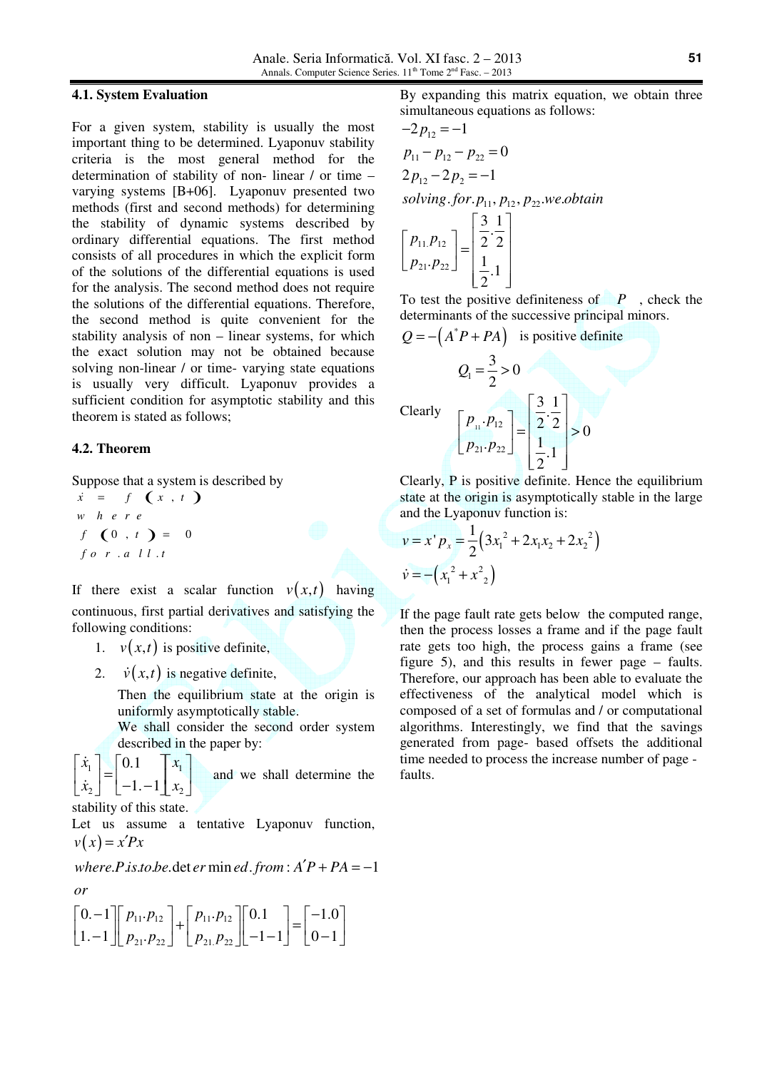## 4.1. System Evaluation

For a given system, stability is usually the most important thing to be determined. Lyaponuv stability criteria is the most general method for the determination of stability of non- linear / or time – varying systems [B+06]. Lyaponuv presented two methods (first and second methods) for determining the stability of dynamic systems described by ordinary differential equations. The first method consists of all procedures in which the explicit form of the solutions of the differential equations is used for the analysis. The second method does not require the solutions of the differential equations. Therefore, the second method is quite convenient for the stability analysis of non – linear systems, for which the exact solution may not be obtained because solving non-linear / or time- varying state equations is usually very difficult. Lyaponuv provides a sufficient condition for asymptotic stability and this theorem is stated as follows;

## 4.2. Theorem

Suppose that a system is described by

$$\dot{x} = f(x, t)$$

where

$$f(0, t) = 0$$

for.all.t

If there exist a scalar function $v(x,t)$ having continuous, first partial derivatives and satisfying the following conditions:

1. $v(x,t)$ is positive definite,
2. $\dot{v}(x,t)$ is negative definite,

   Then the equilibrium state at the origin is uniformly asymptotically stable.

   We shall consider the second order system described in the paper by:

$$\begin{bmatrix} \dot{x}_1 \\ \dot{x}_2 \end{bmatrix} = \begin{bmatrix} 0.1 \\ -1.-1 \end{bmatrix} \begin{bmatrix} x_1 \\ x_2 \end{bmatrix}$$

and we shall determine the stability of this state.

Let us assume a tentative Lyaponuv function, $v(x) = x'Px$

$$where.P.is.to.be.\det er\min ed.from: A'P + PA = -1$$

or

$$\begin{bmatrix} 0.-1 \\ 1.-1 \end{bmatrix} \begin{bmatrix} p_{11}.p_{12} \\ p_{21}.p_{22} \end{bmatrix} + \begin{bmatrix} p_{11}.p_{12} \\ p_{21}.p_{22} \end{bmatrix} \begin{bmatrix} 0.1 \\ -1-1 \end{bmatrix} = \begin{bmatrix} -1.0 \\ 0-1 \end{bmatrix}$$

By expanding this matrix equation, we obtain three simultaneous equations as follows:

$$-2p_{12} = -1$$

$$p_{11} - p_{12} - p_{22} = 0$$

$$2p_{12} - 2p_2 = -1$$

$$solving.for.p_{11}, p_{12}, p_{22}.we.obtain$$

$$\begin{bmatrix} p_{11}.p_{12} \\ p_{21}.p_{22} \end{bmatrix} = \begin{bmatrix} \frac{3}{2}.\frac{1}{2} \\ \frac{1}{2}.1 \end{bmatrix}$$

To test the positive definiteness of $P$, check the determinants of the successive principal minors.

$Q = -\left(A^* P + PA\right)$ is positive definite

$$Q_1 = \frac{3}{2} > 0$$

Clearly

$$\begin{bmatrix} p_{11}.p_{12} \\ p_{21}.p_{22} \end{bmatrix} = \begin{bmatrix} \frac{3}{2}.\frac{1}{2} \\ \frac{1}{2}.1 \end{bmatrix} > 0$$

Clearly, P is positive definite. Hence the equilibrium state at the origin is asymptotically stable in the large and the Lyaponuv function is:

$$v = x' p_x = \frac{1}{2}\left(3x_1^2 + 2x_1x_2 + 2x_2^2\right)$$

$$\dot{v} = -\left(x_1^2 + x_2^2\right)$$

If the page fault rate gets below the computed range, then the process losses a frame and if the page fault rate gets too high, the process gains a frame (see figure 5), and this results in fewer page – faults. Therefore, our approach has been able to evaluate the effectiveness of the analytical model which is composed of a set of formulas and / or computational algorithms. Interestingly, we find that the savings generated from page- based offsets the additional time needed to process the increase number of page - faults.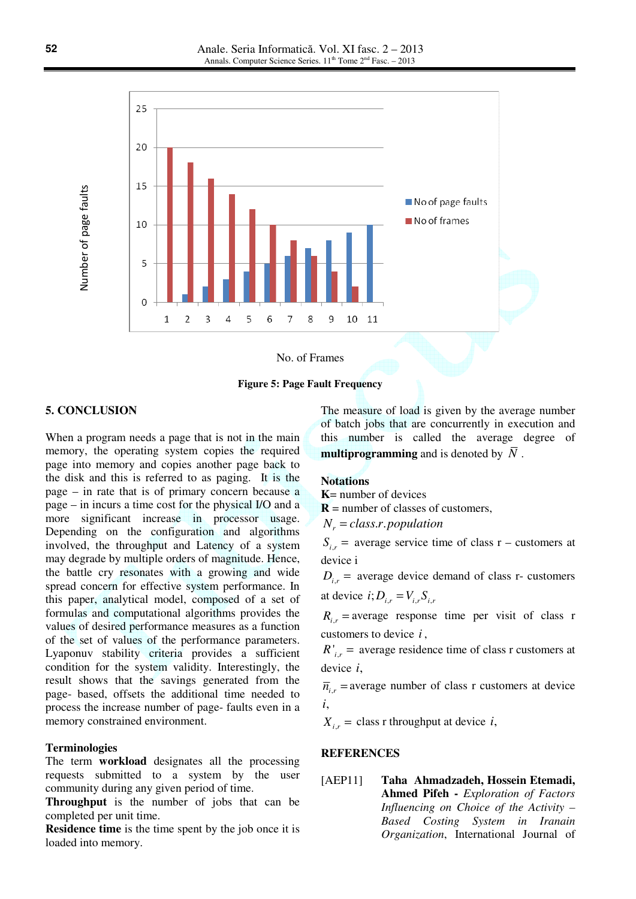Figure 5: Page Fault Frequency

## 5. CONCLUSION

When a program needs a page that is not in the main memory, the operating system copies the required page into memory and copies another page back to the disk and this is referred to as paging. It is the page – in rate that is of primary concern because a page – in incurs a time cost for the physical I/O and a more significant increase in processor usage. Depending on the configuration and algorithms involved, the throughput and Latency of a system may degrade by multiple orders of magnitude. Hence, the battle cry resonates with a growing and wide spread concern for effective system performance. In this paper, analytical model, composed of a set of formulas and computational algorithms provides the values of desired performance measures as a function of the set of values of the performance parameters. Lyaponuv stability criteria provides a sufficient condition for the system validity. Interestingly, the result shows that the savings generated from the page- based, offsets the additional time needed to process the increase number of page- faults even in a memory constrained environment.

### Terminologies

The term **workload** designates all the processing requests submitted to a system by the user community during any given period of time.

**Throughput** is the number of jobs that can be completed per unit time.

**Residence time** is the time spent by the job once it is loaded into memory.

The measure of load is given by the average number of batch jobs that are concurrently in execution and this number is called the average degree of **multiprogramming** and is denoted by $\overline{N}$.

### Notations

**K**= number of devices

**R** = number of classes of customers,

$N_r = class.r.population$

$S_{i,r}$ = average service time of class r – customers at device i

$D_{i,r}$ = average device demand of class r- customers at device $i; D_{i,r} = V_{i,r}S_{i,r}$

$R_{i,r}$ = average response time per visit of class r customers to device $i$,

$R'_{i,r}$ = average residence time of class r customers at device $i$,

$\overline{n}_{i,r}$ = average number of class r customers at device $i$,

$X_{i,r}$ = class r throughput at device $i$,

## REFERENCES

[AEP11] **Taha Ahmadzadeh, Hossein Etemadi, Ahmed Pifeh -** *Exploration of Factors Influencing on Choice of the Activity – Based Costing System in Iranain Organization*, International Journal of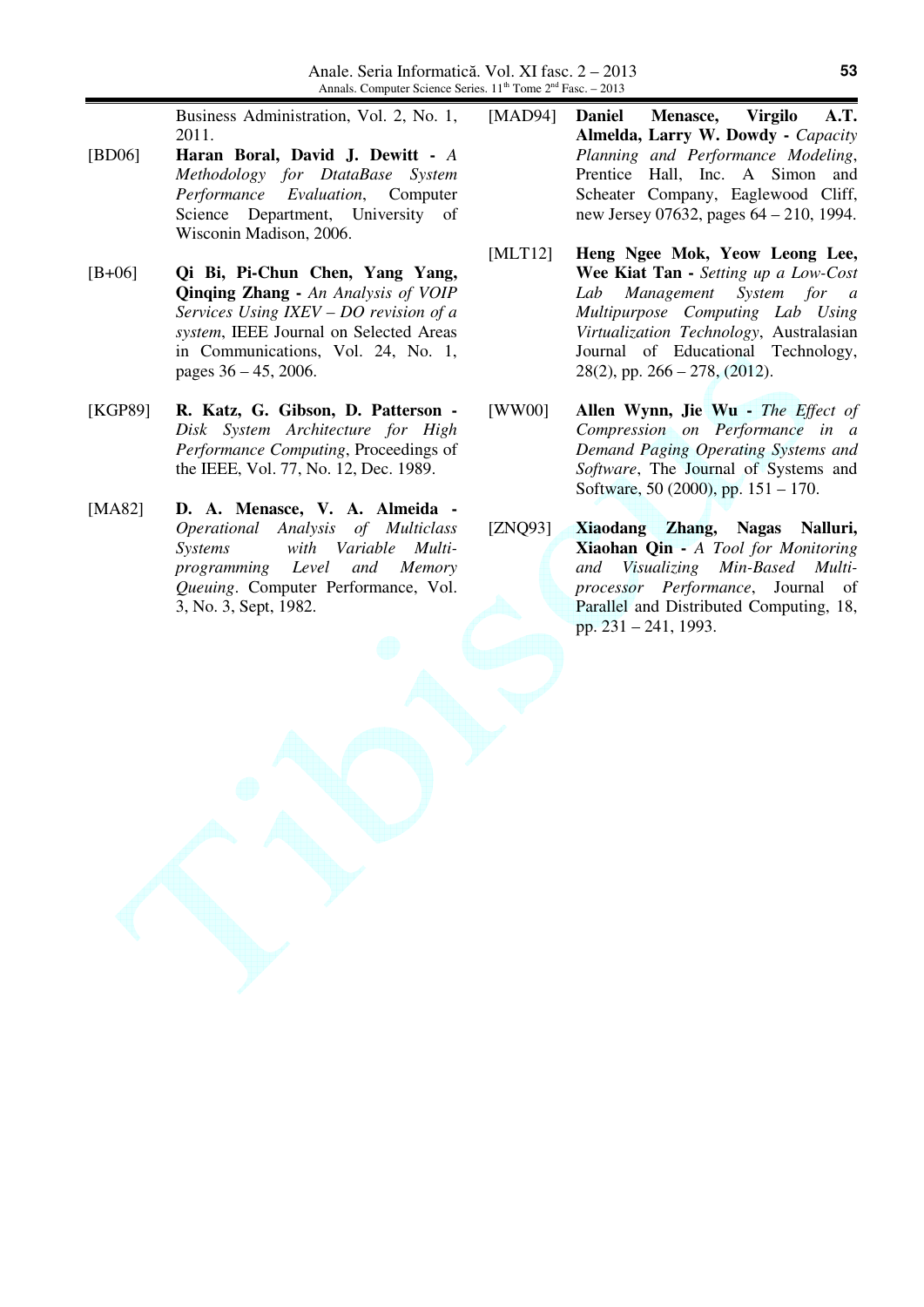Business Administration, Vol. 2, No. 1, 2011.

[BD06] **Haran Boral, David J. Dewitt -** *A Methodology for DtataBase System Performance Evaluation*, Computer Science Department, University of Wisconin Madison, 2006.

[B+06] **Qi Bi, Pi-Chun Chen, Yang Yang, Qinqing Zhang -** *An Analysis of VOIP Services Using IXEV – DO revision of a system*, IEEE Journal on Selected Areas in Communications, Vol. 24, No. 1, pages 36 – 45, 2006.

[KGP89] **R. Katz, G. Gibson, D. Patterson -** *Disk System Architecture for High Performance Computing*, Proceedings of the IEEE, Vol. 77, No. 12, Dec. 1989.

[MA82] **D. A. Menasce, V. A. Almeida -** *Operational Analysis of Multiclass Systems with Variable Multi-programming Level and Memory Queuing*. Computer Performance, Vol. 3, No. 3, Sept, 1982.

[MAD94] **Daniel Menasce, Virgilo A.T. Almelda, Larry W. Dowdy -** *Capacity Planning and Performance Modeling*, Prentice Hall, Inc. A Simon and Scheater Company, Eaglewood Cliff, new Jersey 07632, pages 64 – 210, 1994.

[MLT12] **Heng Ngee Mok, Yeow Leong Lee, Wee Kiat Tan -** *Setting up a Low-Cost Lab Management System for a Multipurpose Computing Lab Using Virtualization Technology*, Australasian Journal of Educational Technology, 28(2), pp. 266 – 278, (2012).

[WW00] **Allen Wynn, Jie Wu -** *The Effect of Compression on Performance in a Demand Paging Operating Systems and Software*, The Journal of Systems and Software, 50 (2000), pp. 151 – 170.

[ZNQ93] **Xiaodang Zhang, Nagas Nalluri, Xiaohan Qin -** *A Tool for Monitoring and Visualizing Min-Based Multi-processor Performance*, Journal of Parallel and Distributed Computing, 18, pp. 231 – 241, 1993.